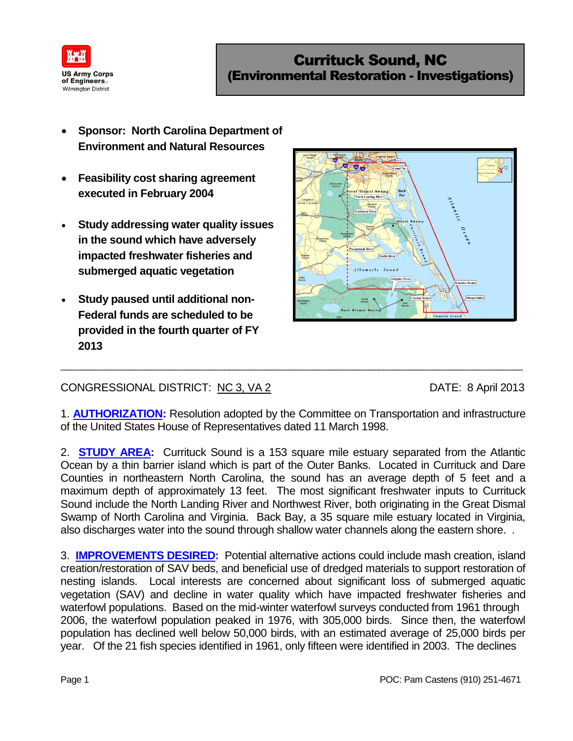US Army Corps of Engineers
Wilmington District

# Currituck Sound, NC (Environmental Restoration - Investigations)

- **Sponsor: North Carolina Department of Environment and Natural Resources**
- **Feasibility cost sharing agreement executed in February 2004**
- **Study addressing water quality issues in the sound which have adversely impacted freshwater fisheries and submerged aquatic vegetation**
- **Study paused until additional non-Federal funds are scheduled to be provided in the fourth quarter of FY 2013**

---

CONGRESSIONAL DISTRICT: NC 3, VA 2 DATE: 8 April 2013

1. **AUTHORIZATION:** Resolution adopted by the Committee on Transportation and infrastructure of the United States House of Representatives dated 11 March 1998.

2. **STUDY AREA:** Currituck Sound is a 153 square mile estuary separated from the Atlantic Ocean by a thin barrier island which is part of the Outer Banks. Located in Currituck and Dare Counties in northeastern North Carolina, the sound has an average depth of 5 feet and a maximum depth of approximately 13 feet. The most significant freshwater inputs to Currituck Sound include the North Landing River and Northwest River, both originating in the Great Dismal Swamp of North Carolina and Virginia. Back Bay, a 35 square mile estuary located in Virginia, also discharges water into the sound through shallow water channels along the eastern shore. .

3. **IMPROVEMENTS DESIRED:** Potential alternative actions could include mash creation, island creation/restoration of SAV beds, and beneficial use of dredged materials to support restoration of nesting islands. Local interests are concerned about significant loss of submerged aquatic vegetation (SAV) and decline in water quality which have impacted freshwater fisheries and waterfowl populations. Based on the mid-winter waterfowl surveys conducted from 1961 through 2006, the waterfowl population peaked in 1976, with 305,000 birds. Since then, the waterfowl population has declined well below 50,000 birds, with an estimated average of 25,000 birds per year. Of the 21 fish species identified in 1961, only fifteen were identified in 2003. The declines

POC: Pam Castens (910) 251-4671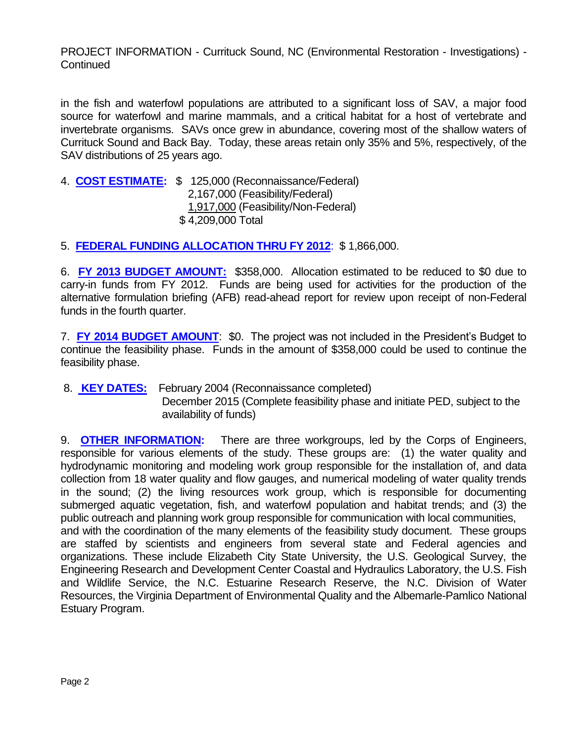PROJECT INFORMATION - Currituck Sound, NC (Environmental Restoration - Investigations) - Continued

in the fish and waterfowl populations are attributed to a significant loss of SAV, a major food source for waterfowl and marine mammals, and a critical habitat for a host of vertebrate and invertebrate organisms. SAVs once grew in abundance, covering most of the shallow waters of Currituck Sound and Back Bay. Today, these areas retain only 35% and 5%, respectively, of the SAV distributions of 25 years ago.

4. **COST ESTIMATE:** $ 125,000 (Reconnaissance/Federal)
2,167,000 (Feasibility/Federal)
1,917,000 (Feasibility/Non-Federal)
$ 4,209,000 Total

5. **FEDERAL FUNDING ALLOCATION THRU FY 2012**: $ 1,866,000.

6. **FY 2013 BUDGET AMOUNT:** $358,000. Allocation estimated to be reduced to $0 due to carry-in funds from FY 2012. Funds are being used for activities for the production of the alternative formulation briefing (AFB) read-ahead report for review upon receipt of non-Federal funds in the fourth quarter.

7. **FY 2014 BUDGET AMOUNT**: $0. The project was not included in the President's Budget to continue the feasibility phase. Funds in the amount of $358,000 could be used to continue the feasibility phase.

8. **KEY DATES:** February 2004 (Reconnaissance completed)
December 2015 (Complete feasibility phase and initiate PED, subject to the availability of funds)

9. **OTHER INFORMATION:** There are three workgroups, led by the Corps of Engineers, responsible for various elements of the study. These groups are: (1) the water quality and hydrodynamic monitoring and modeling work group responsible for the installation of, and data collection from 18 water quality and flow gauges, and numerical modeling of water quality trends in the sound; (2) the living resources work group, which is responsible for documenting submerged aquatic vegetation, fish, and waterfowl population and habitat trends; and (3) the public outreach and planning work group responsible for communication with local communities, and with the coordination of the many elements of the feasibility study document. These groups are staffed by scientists and engineers from several state and Federal agencies and organizations. These include Elizabeth City State University, the U.S. Geological Survey, the Engineering Research and Development Center Coastal and Hydraulics Laboratory, the U.S. Fish and Wildlife Service, the N.C. Estuarine Research Reserve, the N.C. Division of Water Resources, the Virginia Department of Environmental Quality and the Albemarle-Pamlico National Estuary Program.